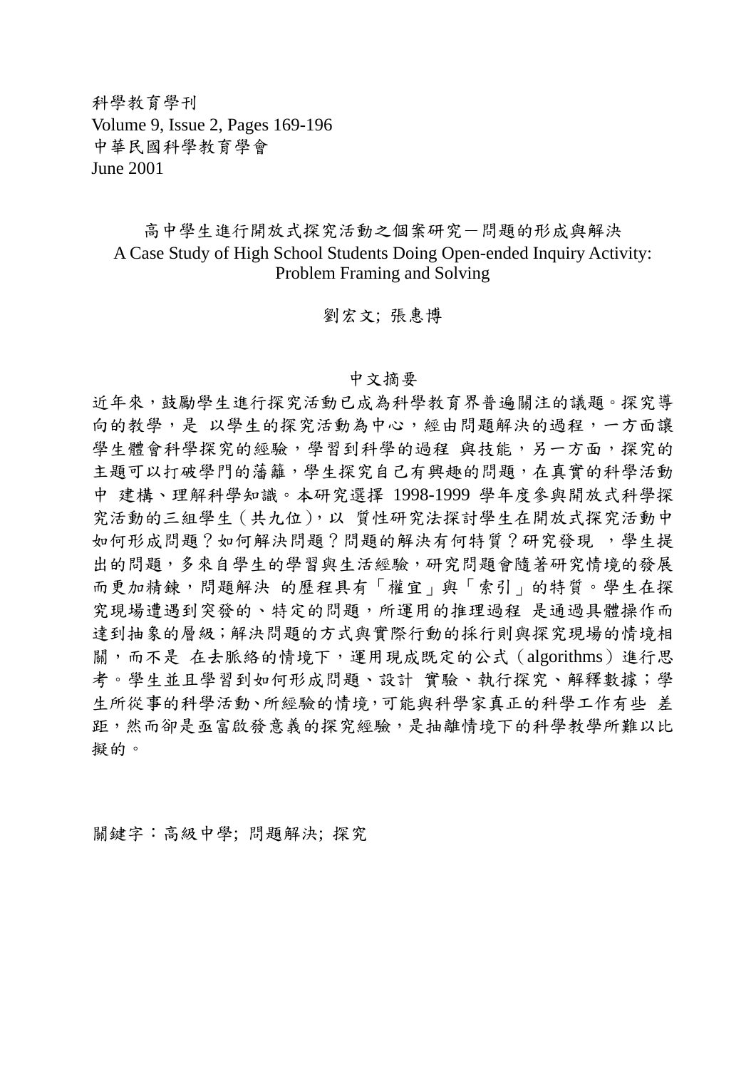科學教育學刊
Volume 9, Issue 2, Pages 169-196
中華民國科學教育學會
June 2001

# 高中學生進行開放式探究活動之個案研究－問題的形成與解決
# A Case Study of High School Students Doing Open-ended Inquiry Activity: Problem Framing and Solving

劉宏文; 張惠博

## 中文摘要

近年來，鼓勵學生進行探究活動已成為科學教育界普遍關注的議題。探究導向的教學，是 以學生的探究活動為中心，經由問題解決的過程，一方面讓學生體會科學探究的經驗，學習到科學的過程 與技能，另一方面，探究的主題可以打破學門的藩籬，學生探究自己有興趣的問題，在真實的科學活動中 建構、理解科學知識。本研究選擇 1998-1999 學年度參與開放式科學探究活動的三組學生（共九位），以 質性研究法探討學生在開放式探究活動中如何形成問題？如何解決問題？問題的解決有何特質？研究發現 ，學生提出的問題，多來自學生的學習與生活經驗，研究問題會隨著研究情境的發展而更加精鍊，問題解決 的歷程具有「權宜」與「索引」的特質。學生在探究現場遭遇到突發的、特定的問題，所運用的推理過程 是通過具體操作而達到抽象的層級；解決問題的方式與實際行動的採行則與探究現場的情境相關，而不是 在去脈絡的情境下，運用現成既定的公式（algorithms）進行思考。學生並且學習到如何形成問題、設計 實驗、執行探究、解釋數據；學生所從事的科學活動、所經驗的情境，可能與科學家真正的科學工作有些 差距，然而卻是亟富啟發意義的探究經驗，是抽離情境下的科學教學所難以比擬的。

關鍵字：高級中學; 問題解決; 探究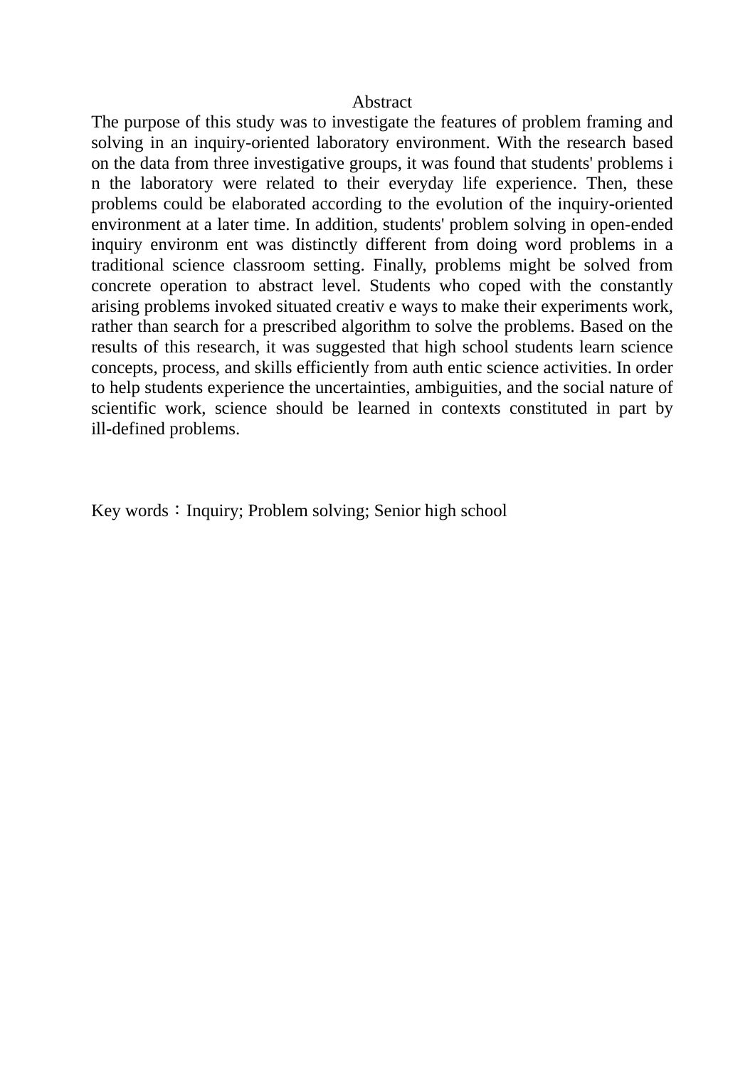# Abstract

The purpose of this study was to investigate the features of problem framing and solving in an inquiry-oriented laboratory environment. With the research based on the data from three investigative groups, it was found that students' problems i n the laboratory were related to their everyday life experience. Then, these problems could be elaborated according to the evolution of the inquiry-oriented environment at a later time. In addition, students' problem solving in open-ended inquiry environm ent was distinctly different from doing word problems in a traditional science classroom setting. Finally, problems might be solved from concrete operation to abstract level. Students who coped with the constantly arising problems invoked situated creativ e ways to make their experiments work, rather than search for a prescribed algorithm to solve the problems. Based on the results of this research, it was suggested that high school students learn science concepts, process, and skills efficiently from auth entic science activities. In order to help students experience the uncertainties, ambiguities, and the social nature of scientific work, science should be learned in contexts constituted in part by ill-defined problems.

Key words：Inquiry; Problem solving; Senior high school